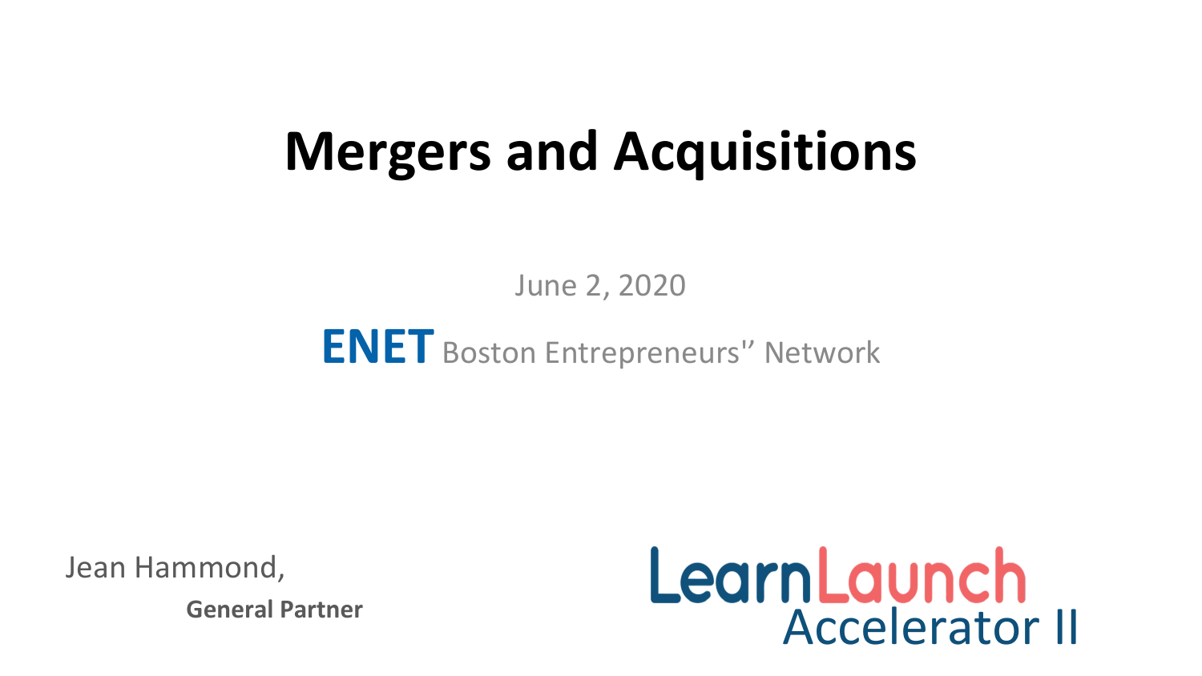# Mergers and Acquisitions

June 2, 2020

**ENET** Boston Entrepreneurs'' Network

Jean Hammond,

**General Partner**

LearnLaunch
Accelerator II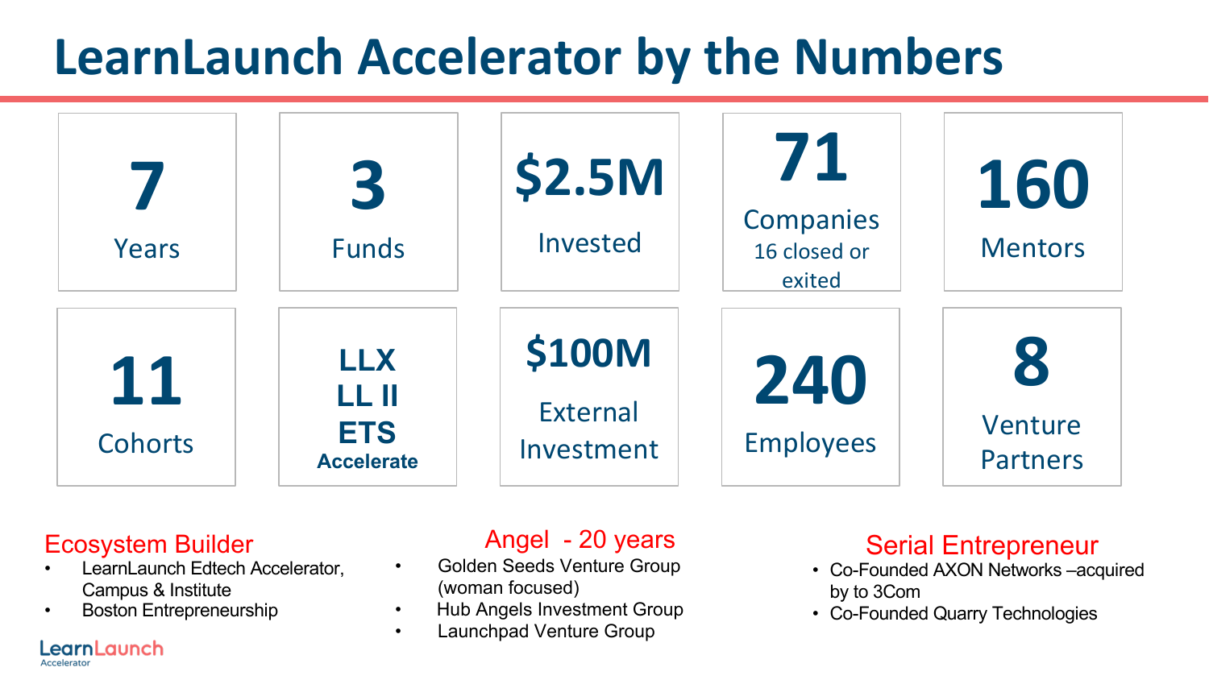# LearnLaunch Accelerator by the Numbers

| | | | | |
|---|---|---|---|---|
| **7** Years | **3** Funds | **$2.5M** Invested | **71** Companies 16 closed or exited | **160** Mentors |
| **11** Cohorts | **LLX** **LL II** **ETS** **Accelerate** | **$100M** External Investment | **240** Employees | **8** Venture Partners |

### Ecosystem Builder

- LearnLaunch Edtech Accelerator, Campus & Institute
- Boston Entrepreneurship

### Angel - 20 years

- Golden Seeds Venture Group (woman focused)
- Hub Angels Investment Group
- Launchpad Venture Group

### Serial Entrepreneur

- Co-Founded AXON Networks –acquired by to 3Com
- Co-Founded Quarry Technologies

LearnLaunch Accelerator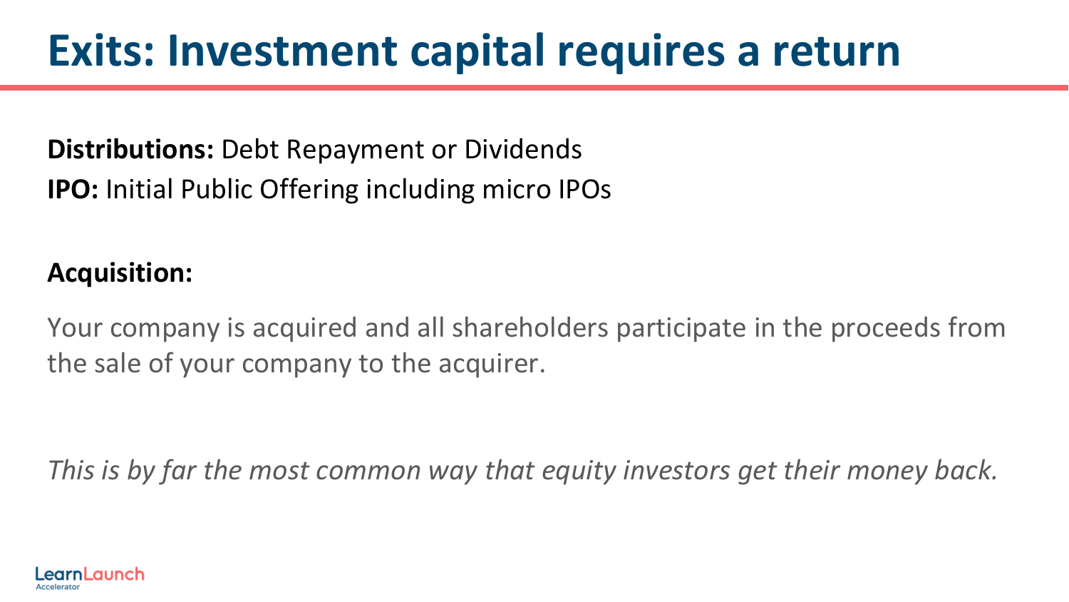# Exits: Investment capital requires a return

**Distributions:** Debt Repayment or Dividends
**IPO:** Initial Public Offering including micro IPOs

**Acquisition:**

Your company is acquired and all shareholders participate in the proceeds from the sale of your company to the acquirer.

*This is by far the most common way that equity investors get their money back.*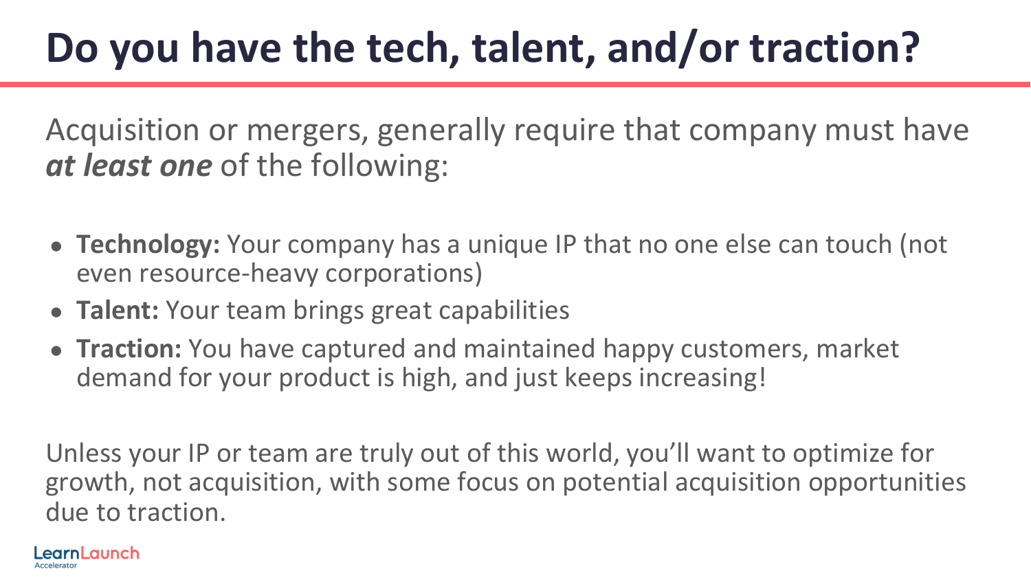# Do you have the tech, talent, and/or traction?

Acquisition or mergers, generally require that company must have ***at least one*** of the following:

- **Technology:** Your company has a unique IP that no one else can touch (not even resource-heavy corporations)
- **Talent:** Your team brings great capabilities
- **Traction:** You have captured and maintained happy customers, market demand for your product is high, and just keeps increasing!

Unless your IP or team are truly out of this world, you'll want to optimize for growth, not acquisition, with some focus on potential acquisition opportunities due to traction.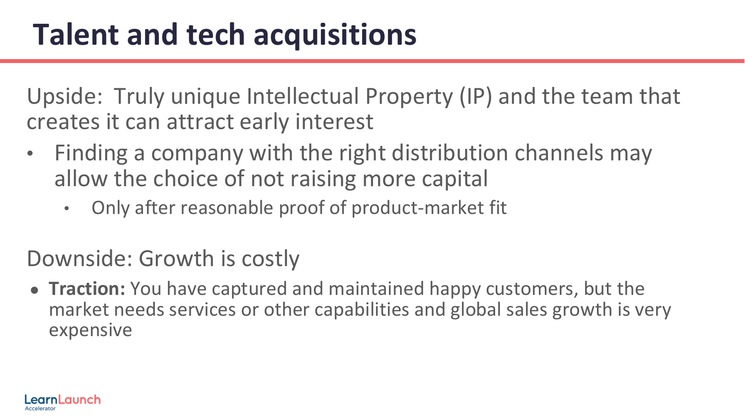# Talent and tech acquisitions

Upside: Truly unique Intellectual Property (IP) and the team that creates it can attract early interest

- Finding a company with the right distribution channels may allow the choice of not raising more capital
  - Only after reasonable proof of product-market fit

Downside: Growth is costly

- **Traction:** You have captured and maintained happy customers, but the market needs services or other capabilities and global sales growth is very expensive

LearnLaunch Accelerator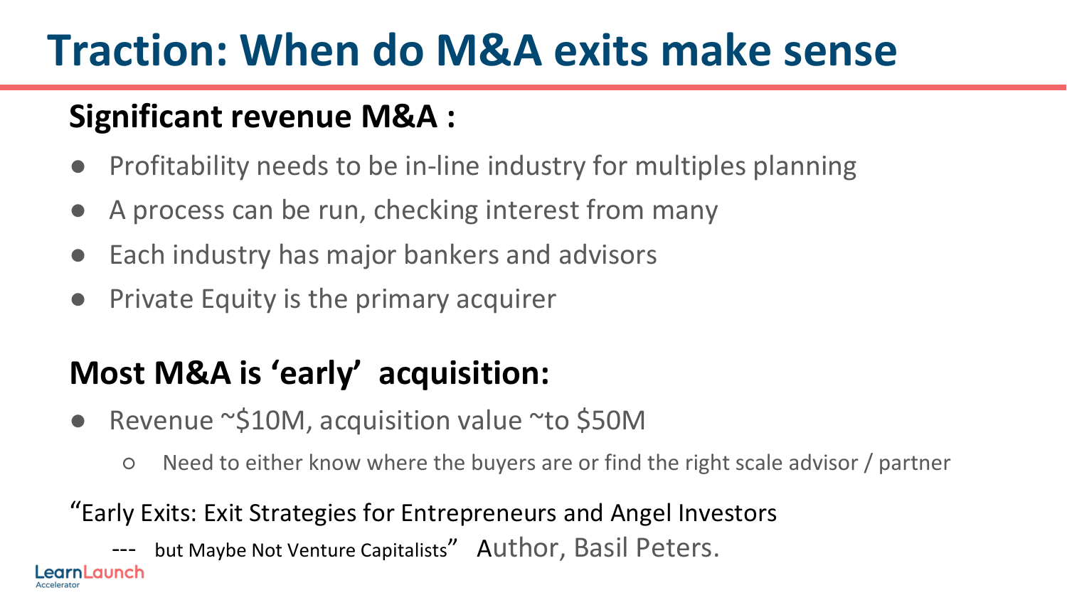# Traction: When do M&A exits make sense

## Significant revenue M&A :

- Profitability needs to be in-line industry for multiples planning
- A process can be run, checking interest from many
- Each industry has major bankers and advisors
- Private Equity is the primary acquirer

## Most M&A is 'early' acquisition:

- Revenue ~$10M, acquisition value ~to $50M
  - Need to either know where the buyers are or find the right scale advisor / partner

"Early Exits: Exit Strategies for Entrepreneurs and Angel Investors

--- but Maybe Not Venture Capitalists" Author, Basil Peters.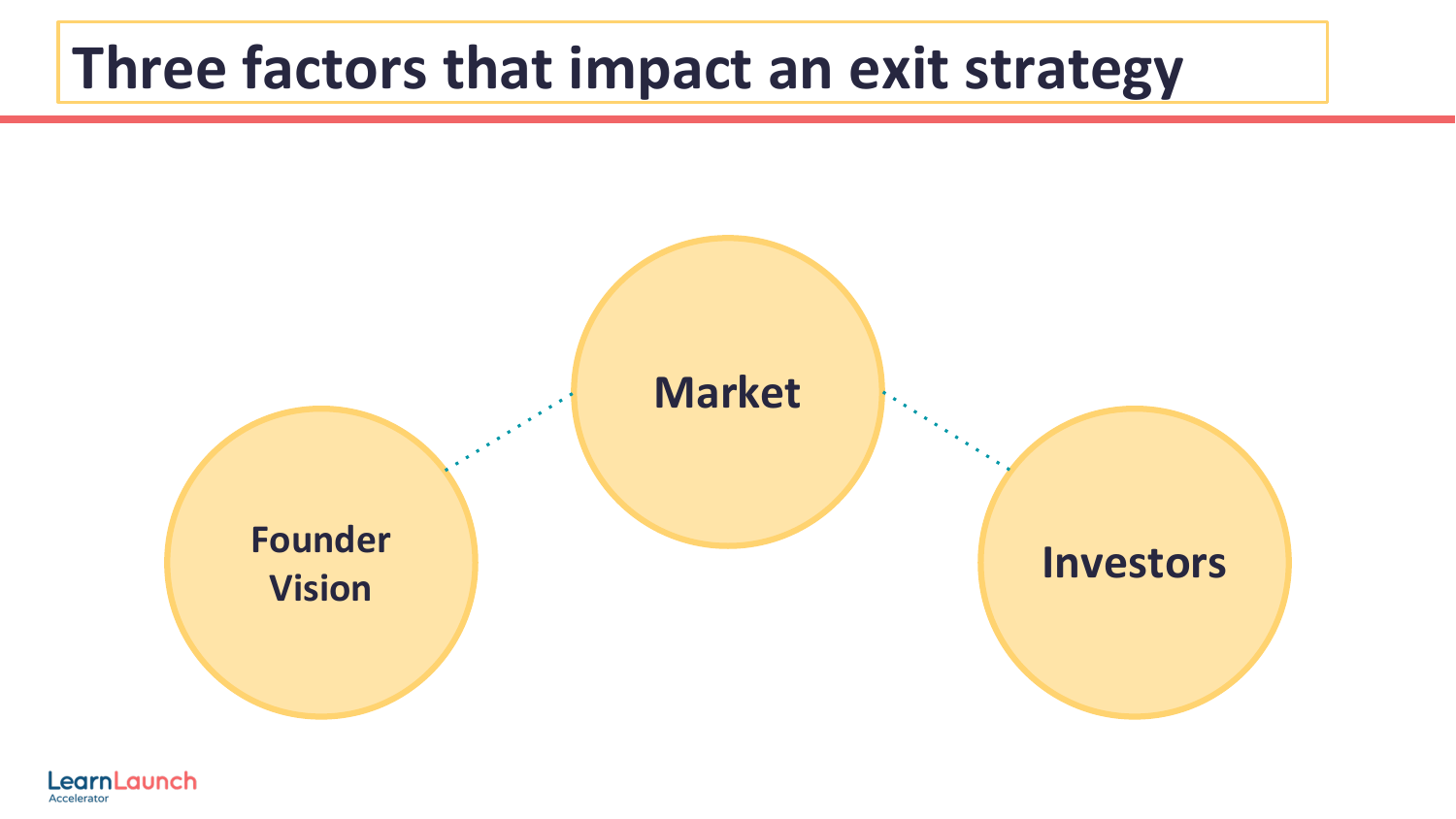# Three factors that impact an exit strategy

- Founder Vision
- Market
- Investors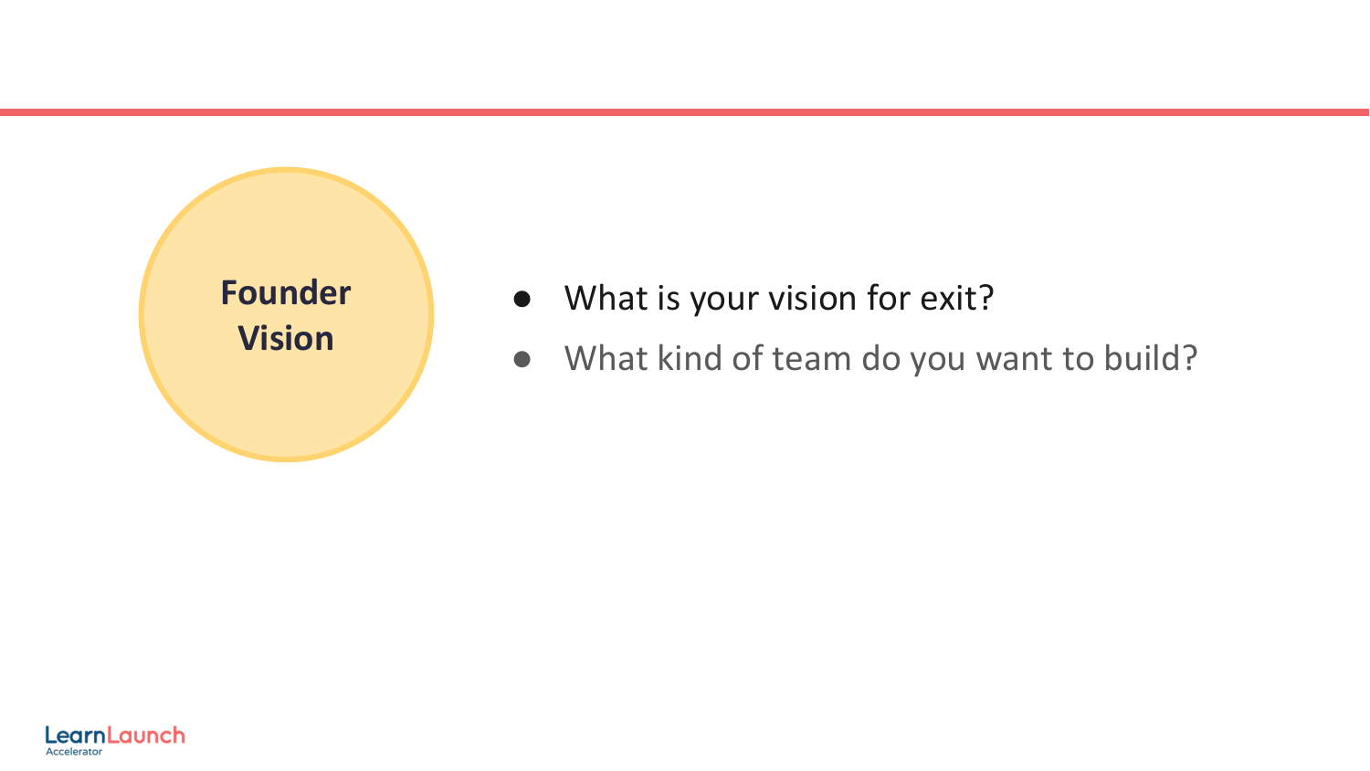## Founder Vision

- What is your vision for exit?
- What kind of team do you want to build?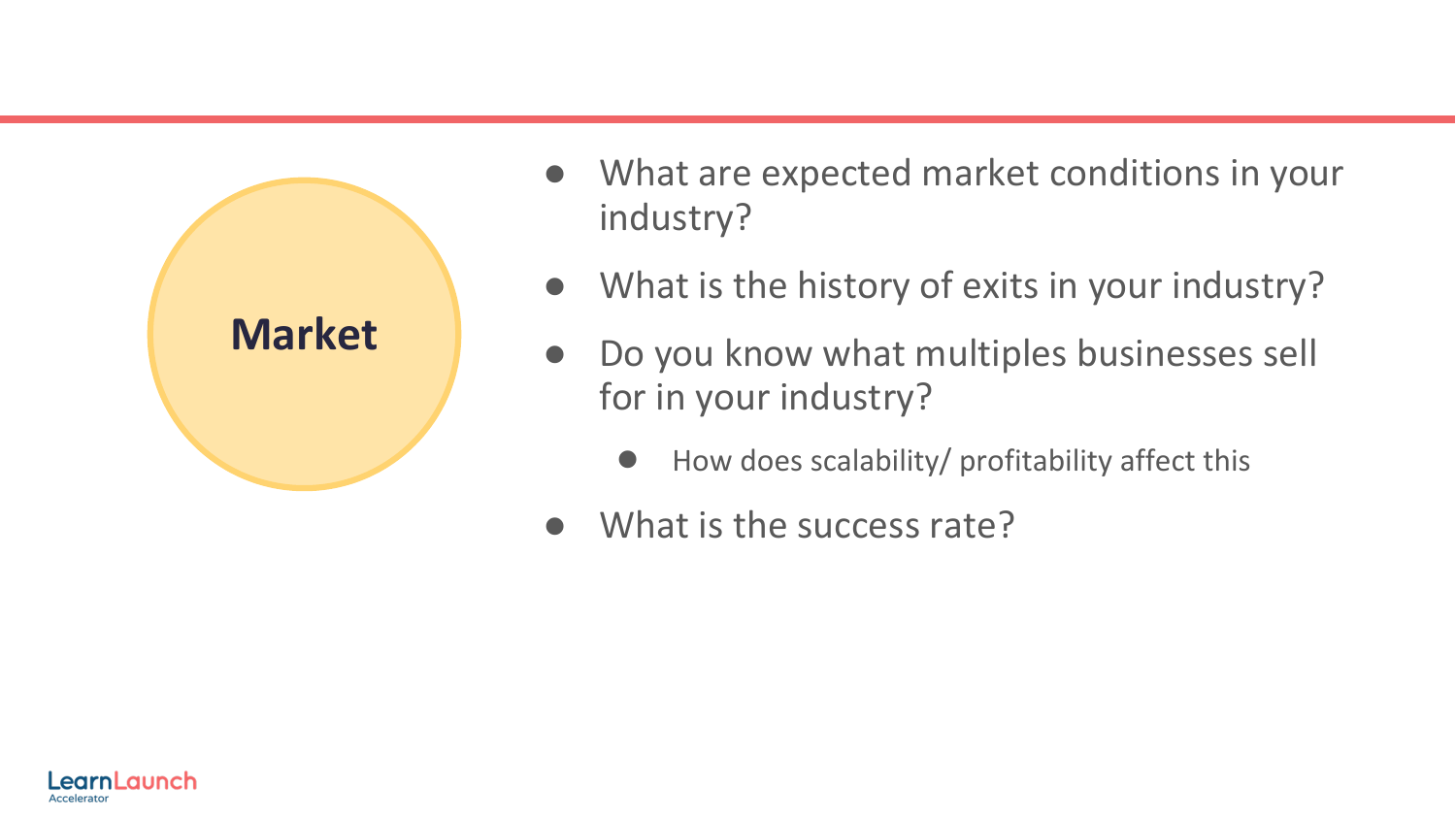## Market

- What are expected market conditions in your industry?
- What is the history of exits in your industry?
- Do you know what multiples businesses sell for in your industry?
  - How does scalability/ profitability affect this
- What is the success rate?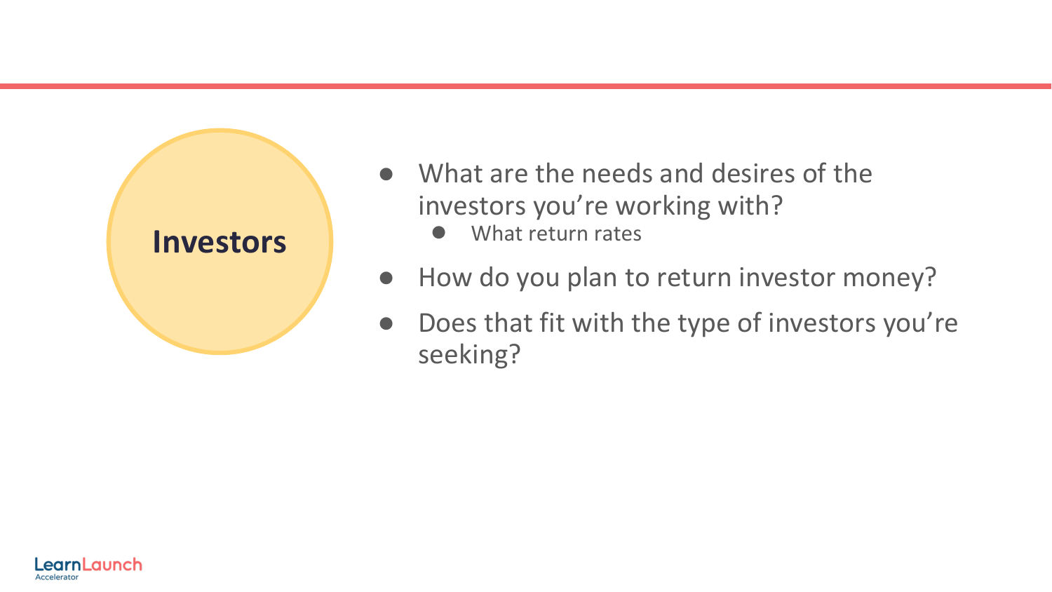## Investors

- What are the needs and desires of the investors you're working with?
  - What return rates
- How do you plan to return investor money?
- Does that fit with the type of investors you're seeking?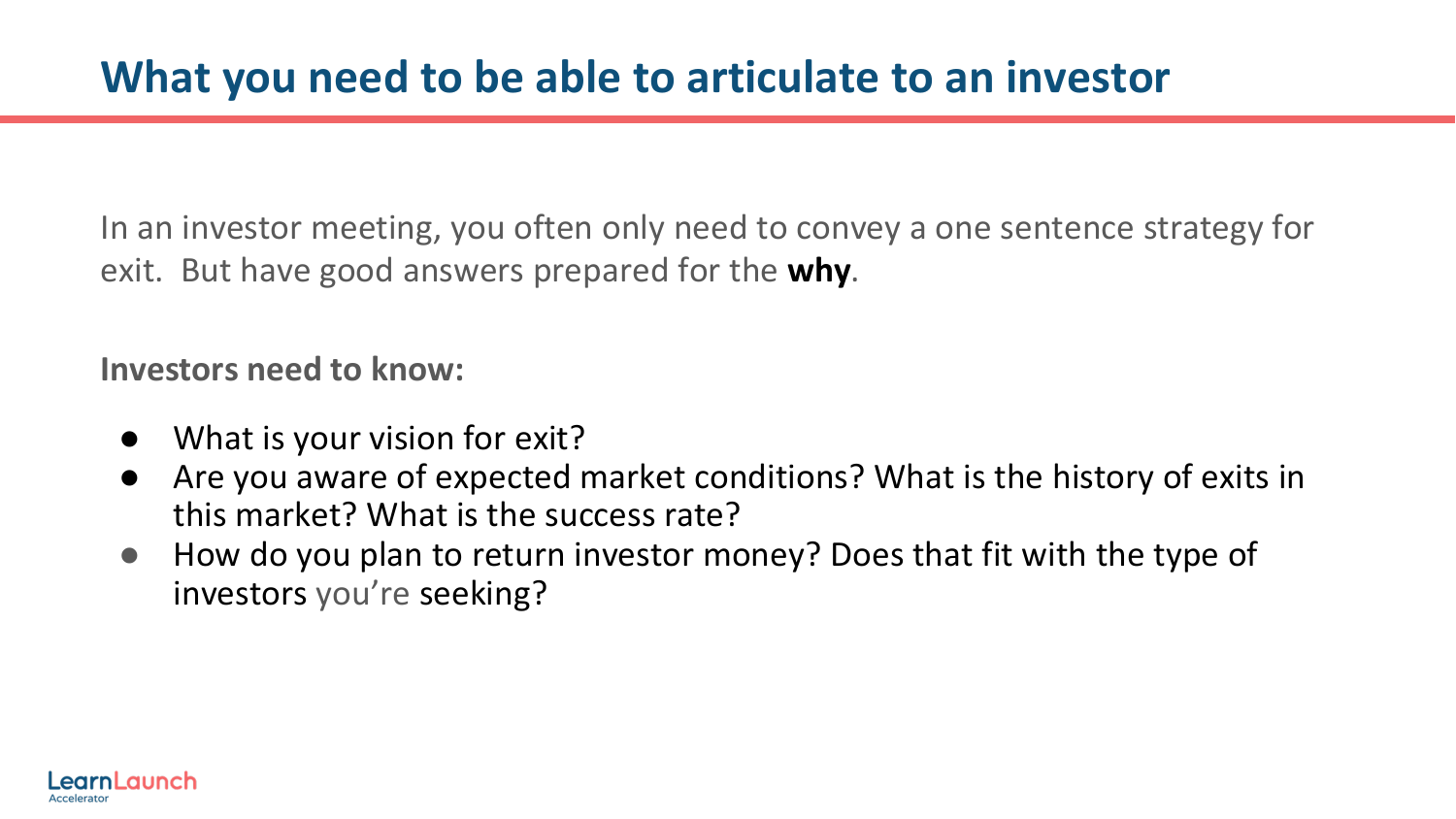# What you need to be able to articulate to an investor

In an investor meeting, you often only need to convey a one sentence strategy for exit. But have good answers prepared for the **why**.

**Investors need to know:**

- What is your vision for exit?
- Are you aware of expected market conditions? What is the history of exits in this market? What is the success rate?
- How do you plan to return investor money? Does that fit with the type of investors you're seeking?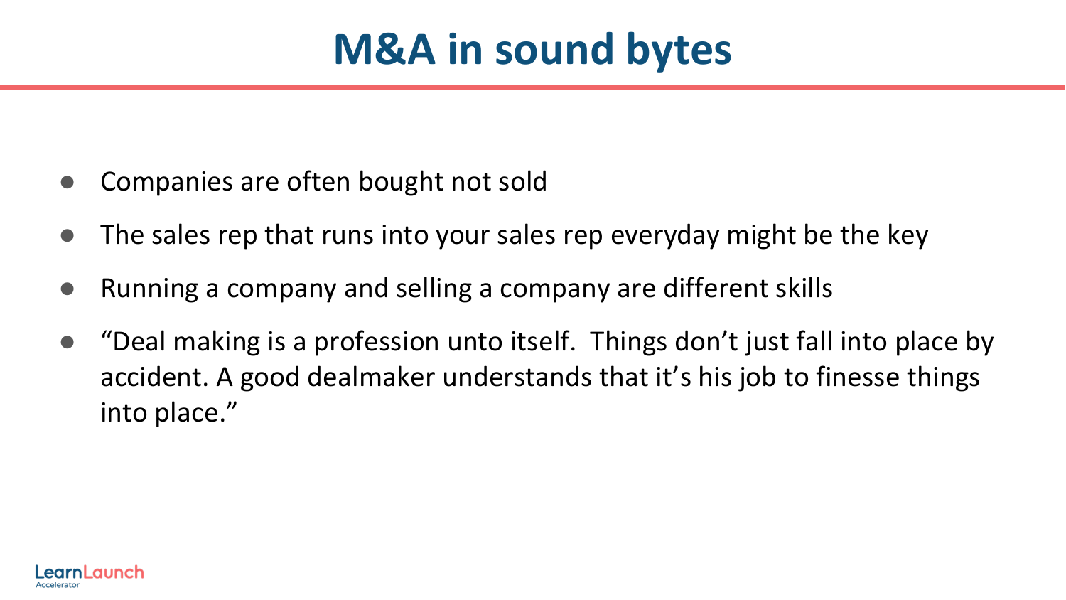# M&A in sound bytes

- Companies are often bought not sold
- The sales rep that runs into your sales rep everyday might be the key
- Running a company and selling a company are different skills
- "Deal making is a profession unto itself. Things don't just fall into place by accident. A good dealmaker understands that it's his job to finesse things into place."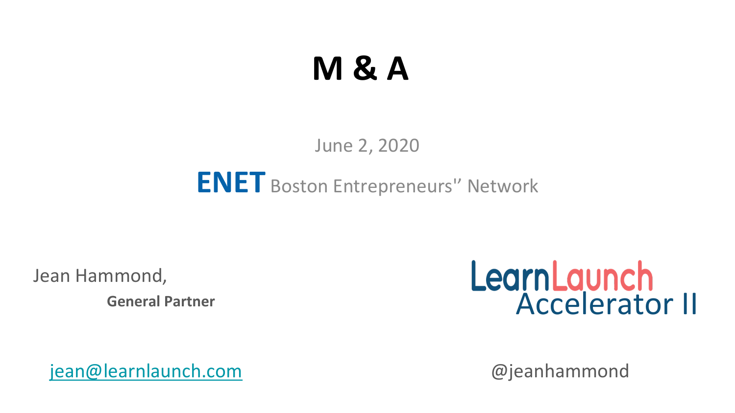# M & A

June 2, 2020

**ENET** Boston Entrepreneurs'' Network

Jean Hammond,

**General Partner**

LearnLaunch Accelerator II

jean@learnlaunch.com

@jeanhammond